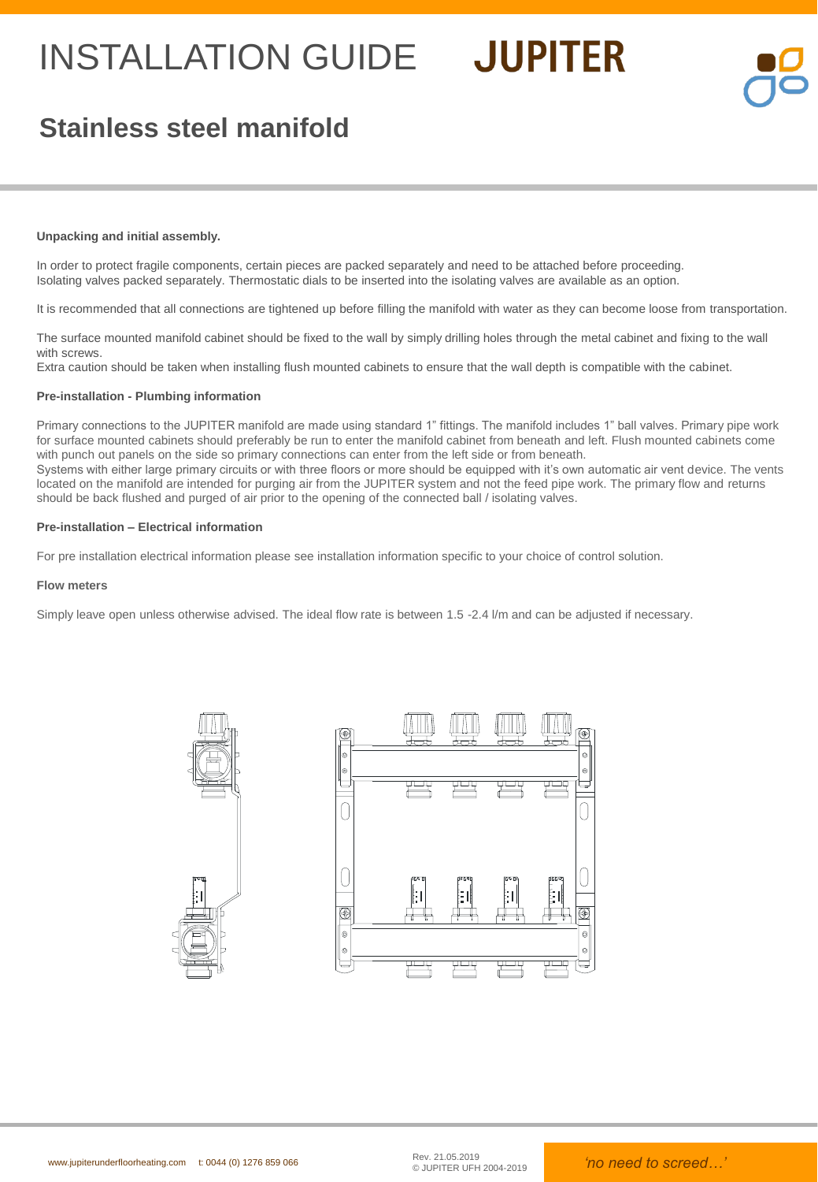# INSTALLATION GUIDE JUPITER

## Stainless steel manifold

**Unpacking and initial assembly.**

In order to protect fragile components, certain pieces are packed separately and need to be attached before proceeding. Isolating valves packed separately. Thermostatic dials to be inserted into the isolating valves are available as an option.

It is recommended that all connections are tightened up before filling the manifold with water as they can become loose from transportation.

The surface mounted manifold cabinet should be fixed to the wall by simply drilling holes through the metal cabinet and fixing to the wall with screws.
Extra caution should be taken when installing flush mounted cabinets to ensure that the wall depth is compatible with the cabinet.

**Pre-installation - Plumbing information**

Primary connections to the JUPITER manifold are made using standard 1" fittings. The manifold includes 1" ball valves. Primary pipe work for surface mounted cabinets should preferably be run to enter the manifold cabinet from beneath and left. Flush mounted cabinets come with punch out panels on the side so primary connections can enter from the left side or from beneath.
Systems with either large primary circuits or with three floors or more should be equipped with it's own automatic air vent device. The vents located on the manifold are intended for purging air from the JUPITER system and not the feed pipe work. The primary flow and returns should be back flushed and purged of air prior to the opening of the connected ball / isolating valves.

**Pre-installation – Electrical information**

For pre installation electrical information please see installation information specific to your choice of control solution.

**Flow meters**

Simply leave open unless otherwise advised. The ideal flow rate is between 1.5 -2.4 l/m and can be adjusted if necessary.

www.jupiterunderfloorheating.com t: 0044 (0) 1276 859 066

Rev. 21.05.2019
© JUPITER UFH 2004-2019

*'no need to screed…'*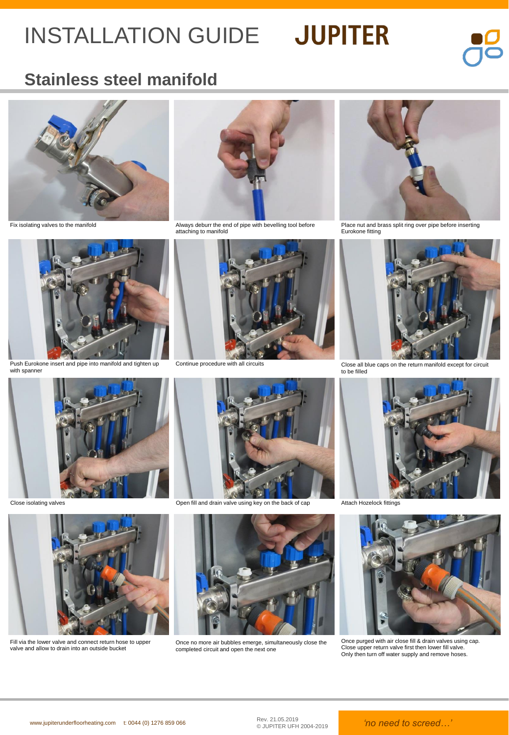# INSTALLATION GUIDE JUPITER

## Stainless steel manifold

Fix isolating valves to the manifold

Always deburr the end of pipe with bevelling tool before attaching to manifold

Place nut and brass split ring over pipe before inserting Eurokone fitting

Push Eurokone insert and pipe into manifold and tighten up with spanner

Continue procedure with all circuits

Close all blue caps on the return manifold except for circuit to be filled

Close isolating valves

Open fill and drain valve using key on the back of cap

Attach Hozelock fittings

Fill via the lower valve and connect return hose to upper valve and allow to drain into an outside bucket

Once no more air bubbles emerge, simultaneously close the completed circuit and open the next one

Once purged with air close fill & drain valves using cap. Close upper return valve first then lower fill valve. Only then turn off water supply and remove hoses.

www.jupiterunderfloorheating.com t: 0044 (0) 1276 859 066

Rev. 21.05.2019
© JUPITER UFH 2004-2019

*'no need to screed…'*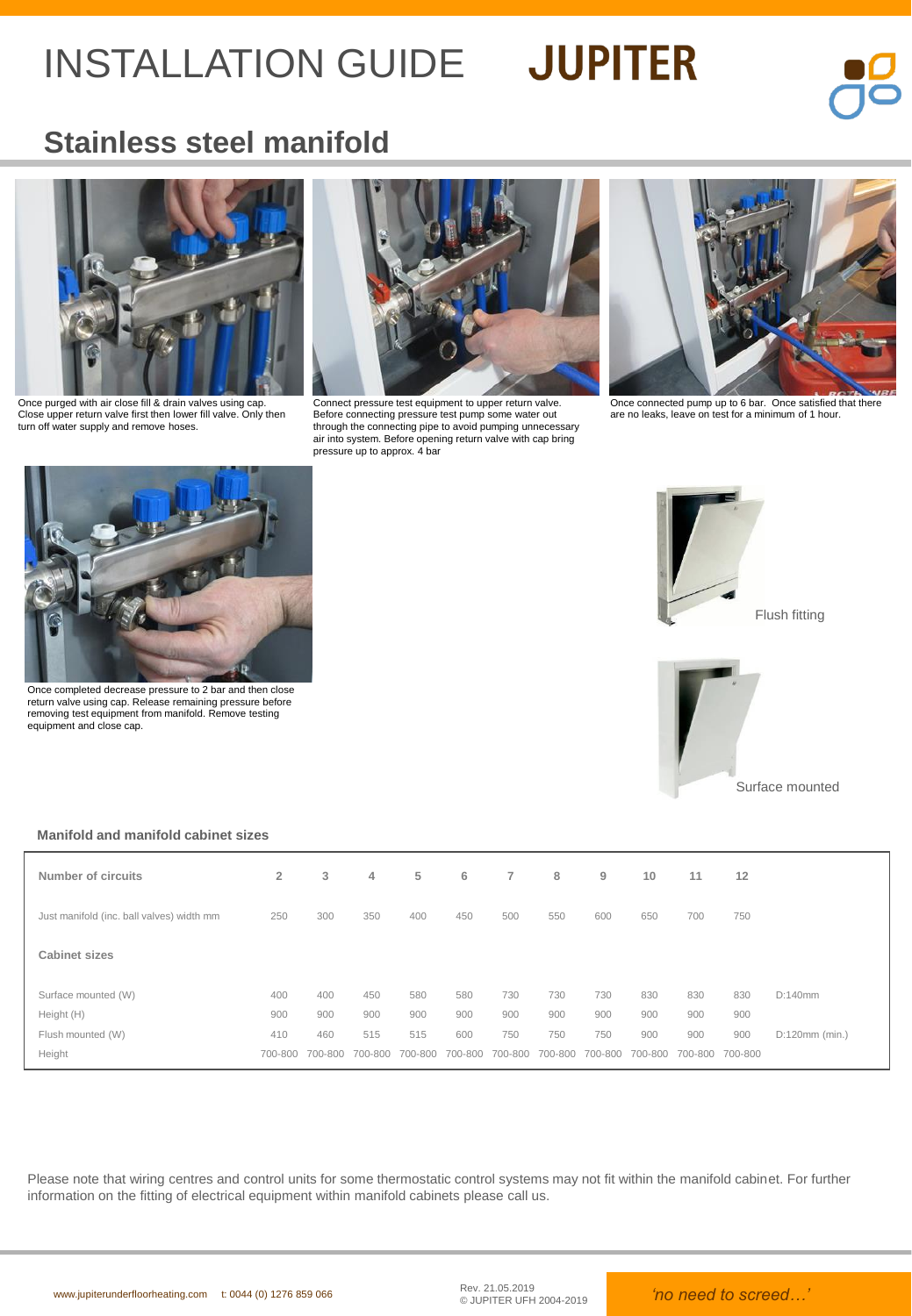# INSTALLATION GUIDE JUPITER

## Stainless steel manifold

Once purged with air close fill & drain valves using cap. Close upper return valve first then lower fill valve. Only then turn off water supply and remove hoses.

Connect pressure test equipment to upper return valve. Before connecting pressure test pump some water out through the connecting pipe to avoid pumping unnecessary air into system. Before opening return valve with cap bring pressure up to approx. 4 bar

Once connected pump up to 6 bar. Once satisfied that there are no leaks, leave on test for a minimum of 1 hour.

Once completed decrease pressure to 2 bar and then close return valve using cap. Release remaining pressure before removing test equipment from manifold. Remove testing equipment and close cap.

Flush fitting

Surface mounted

### Manifold and manifold cabinet sizes

| Number of circuits | 2 | 3 | 4 | 5 | 6 | 7 | 8 | 9 | 10 | 11 | 12 | |
|---|---|---|---|---|---|---|---|---|---|---|---|---|
| Just manifold (inc. ball valves) width mm | 250 | 300 | 350 | 400 | 450 | 500 | 550 | 600 | 650 | 700 | 750 | |
| **Cabinet sizes** | | | | | | | | | | | | |
| Surface mounted (W) | 400 | 400 | 450 | 580 | 580 | 730 | 730 | 730 | 830 | 830 | 830 | D:140mm |
| Height (H) | 900 | 900 | 900 | 900 | 900 | 900 | 900 | 900 | 900 | 900 | 900 | |
| Flush mounted (W) | 410 | 460 | 515 | 515 | 600 | 750 | 750 | 750 | 900 | 900 | 900 | D:120mm (min.) |
| Height | 700-800 | 700-800 | 700-800 | 700-800 | 700-800 | 700-800 | 700-800 | 700-800 | 700-800 | 700-800 | 700-800 | |

Please note that wiring centres and control units for some thermostatic control systems may not fit within the manifold cabinet. For further information on the fitting of electrical equipment within manifold cabinets please call us.

www.jupiterunderfloorheating.com t: 0044 (0) 1276 859 066

Rev. 21.05.2019
© JUPITER UFH 2004-2019

*'no need to screed…'*